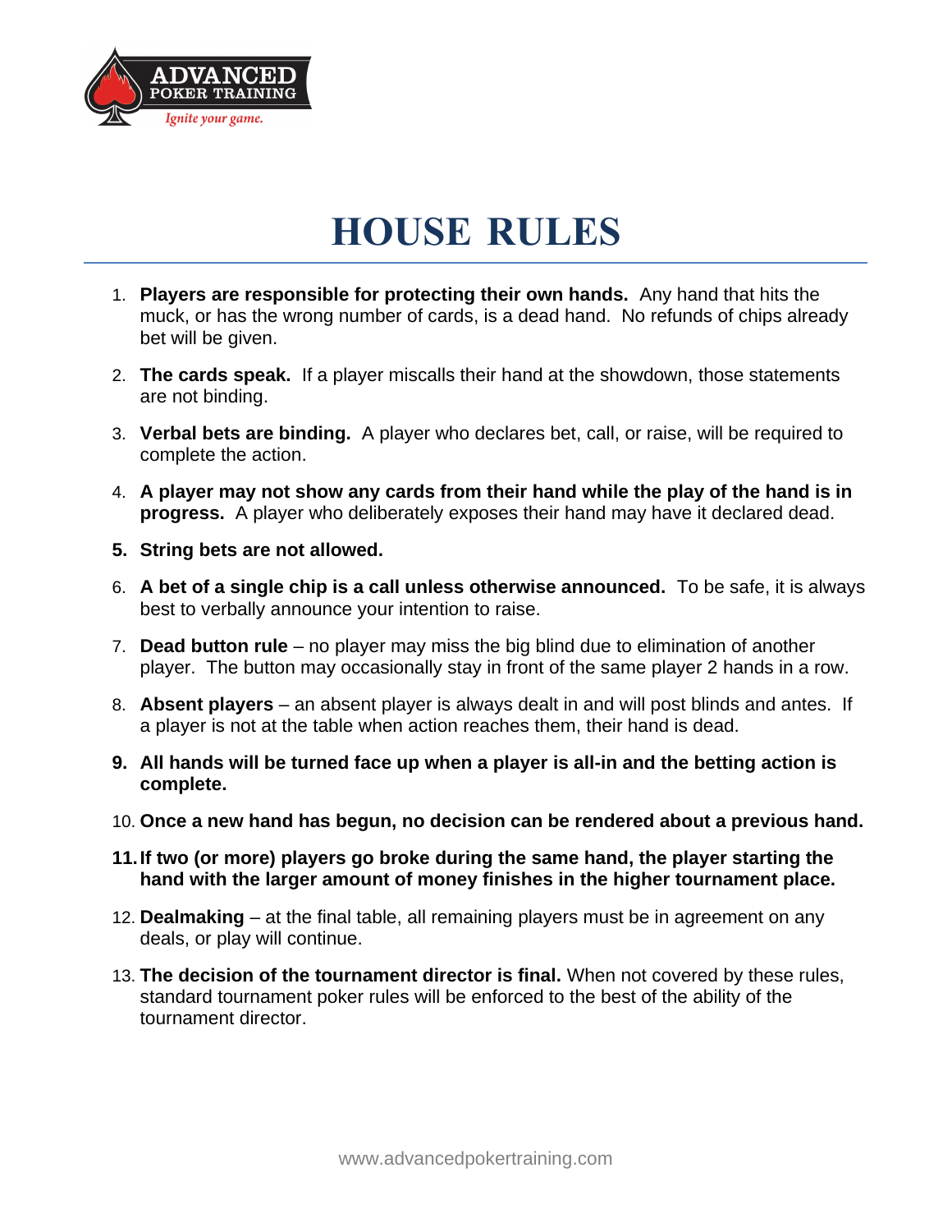ADVANCED POKER TRAINING

*Ignite your game.*

# HOUSE RULES

1. **Players are responsible for protecting their own hands.** Any hand that hits the muck, or has the wrong number of cards, is a dead hand. No refunds of chips already bet will be given.
2. **The cards speak.** If a player miscalls their hand at the showdown, those statements are not binding.
3. **Verbal bets are binding.** A player who declares bet, call, or raise, will be required to complete the action.
4. **A player may not show any cards from their hand while the play of the hand is in progress.** A player who deliberately exposes their hand may have it declared dead.
5. **String bets are not allowed.**
6. **A bet of a single chip is a call unless otherwise announced.** To be safe, it is always best to verbally announce your intention to raise.
7. **Dead button rule** – no player may miss the big blind due to elimination of another player. The button may occasionally stay in front of the same player 2 hands in a row.
8. **Absent players** – an absent player is always dealt in and will post blinds and antes. If a player is not at the table when action reaches them, their hand is dead.
9. **All hands will be turned face up when a player is all-in and the betting action is complete.**
10. **Once a new hand has begun, no decision can be rendered about a previous hand.**
11. **If two (or more) players go broke during the same hand, the player starting the hand with the larger amount of money finishes in the higher tournament place.**
12. **Dealmaking** – at the final table, all remaining players must be in agreement on any deals, or play will continue.
13. **The decision of the tournament director is final.** When not covered by these rules, standard tournament poker rules will be enforced to the best of the ability of the tournament director.

www.advancedpokertraining.com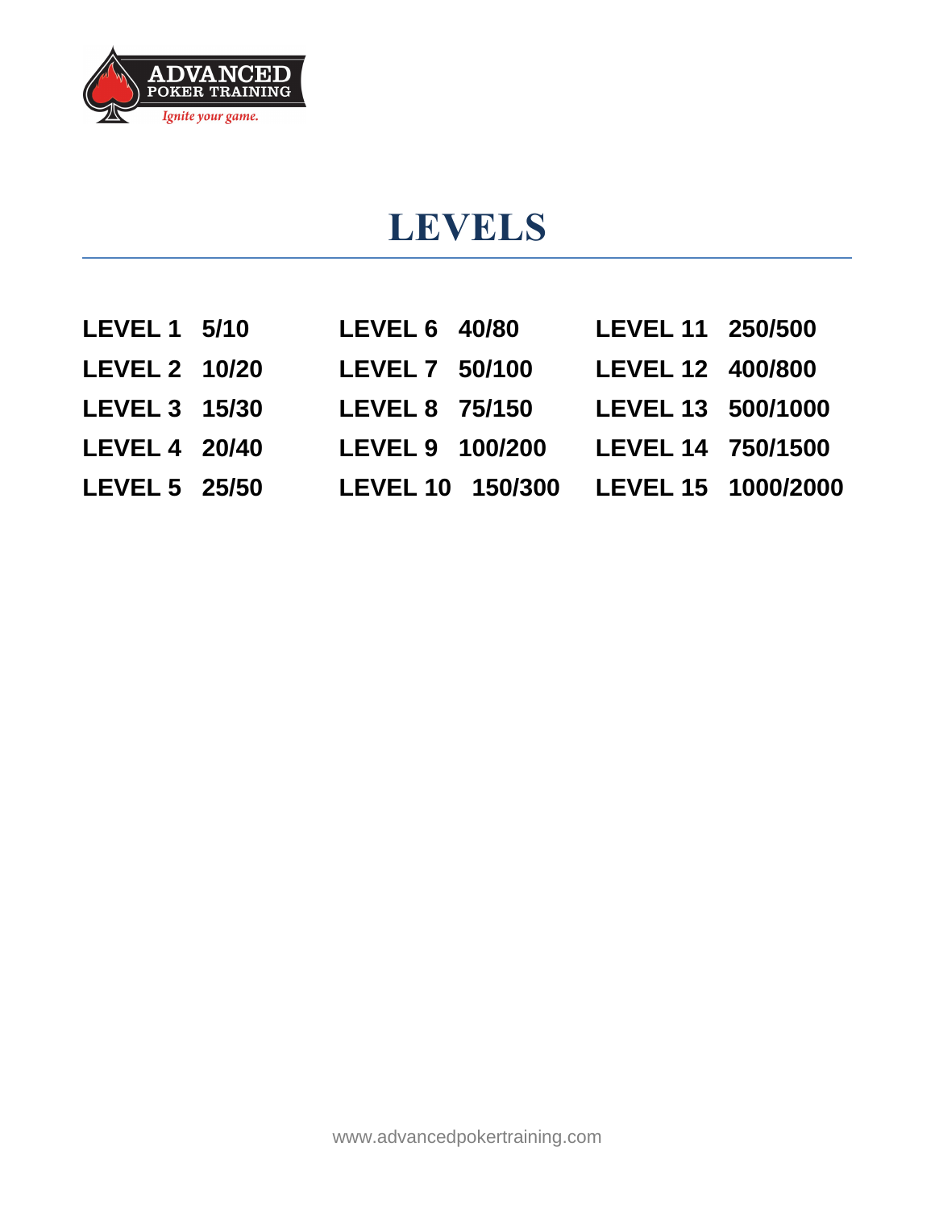# LEVELS

| | | | | | |
|---|---|---|---|---|---|
| **LEVEL 1** | **5/10** | **LEVEL 6** | **40/80** | **LEVEL 11** | **250/500** |
| **LEVEL 2** | **10/20** | **LEVEL 7** | **50/100** | **LEVEL 12** | **400/800** |
| **LEVEL 3** | **15/30** | **LEVEL 8** | **75/150** | **LEVEL 13** | **500/1000** |
| **LEVEL 4** | **20/40** | **LEVEL 9** | **100/200** | **LEVEL 14** | **750/1500** |
| **LEVEL 5** | **25/50** | **LEVEL 10** | **150/300** | **LEVEL 15** | **1000/2000** |